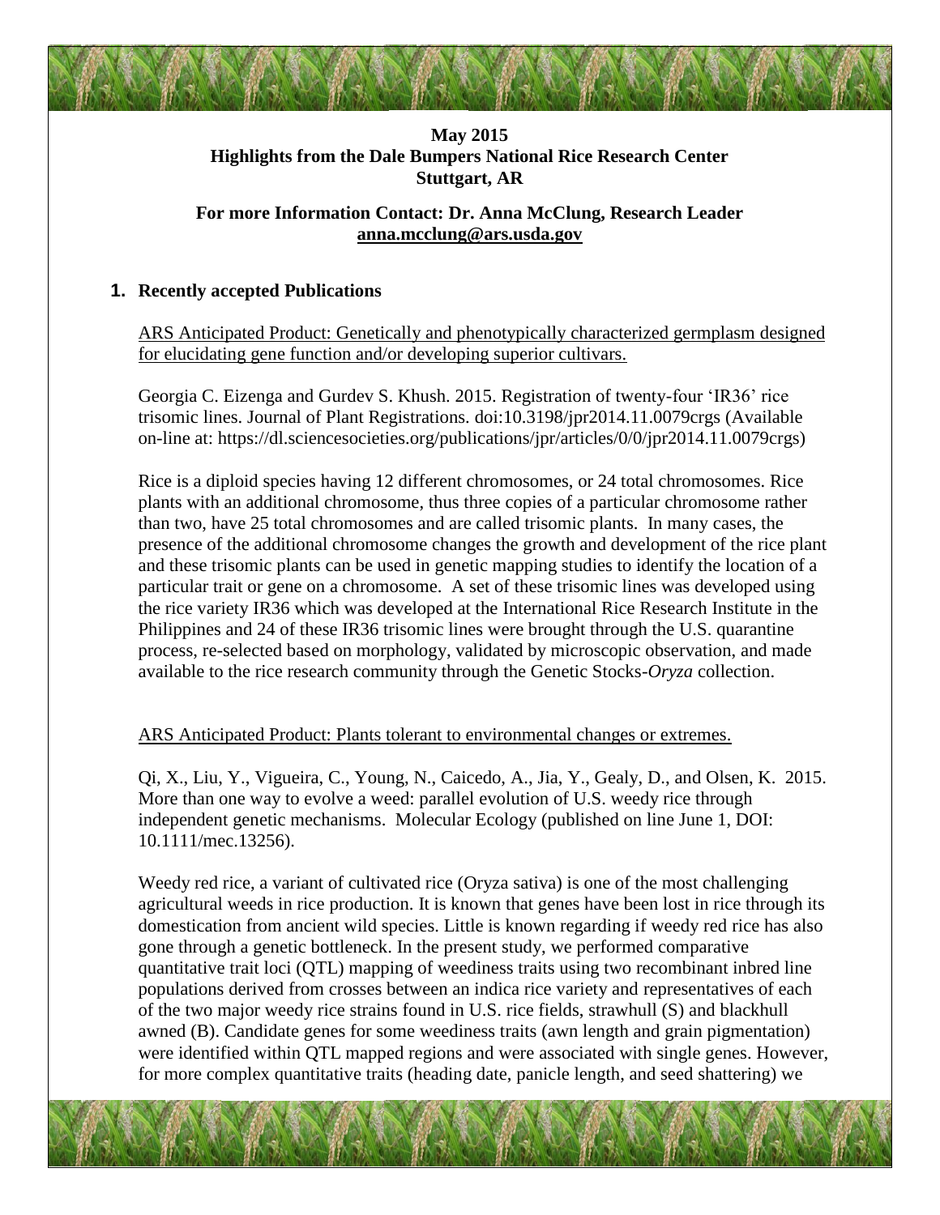**May 2015**
**Highlights from the Dale Bumpers National Rice Research Center**
**Stuttgart, AR**

**For more Information Contact: Dr. Anna McClung, Research Leader**
**anna.mcclung@ars.usda.gov**

## 1. Recently accepted Publications

ARS Anticipated Product: Genetically and phenotypically characterized germplasm designed for elucidating gene function and/or developing superior cultivars.

Georgia C. Eizenga and Gurdev S. Khush. 2015. Registration of twenty-four 'IR36' rice trisomic lines. Journal of Plant Registrations. doi:10.3198/jpr2014.11.0079crgs (Available on-line at: https://dl.sciencesocieties.org/publications/jpr/articles/0/0/jpr2014.11.0079crgs)

Rice is a diploid species having 12 different chromosomes, or 24 total chromosomes. Rice plants with an additional chromosome, thus three copies of a particular chromosome rather than two, have 25 total chromosomes and are called trisomic plants. In many cases, the presence of the additional chromosome changes the growth and development of the rice plant and these trisomic plants can be used in genetic mapping studies to identify the location of a particular trait or gene on a chromosome. A set of these trisomic lines was developed using the rice variety IR36 which was developed at the International Rice Research Institute in the Philippines and 24 of these IR36 trisomic lines were brought through the U.S. quarantine process, re-selected based on morphology, validated by microscopic observation, and made available to the rice research community through the Genetic Stocks-*Oryza* collection.

ARS Anticipated Product: Plants tolerant to environmental changes or extremes.

Qi, X., Liu, Y., Vigueira, C., Young, N., Caicedo, A., Jia, Y., Gealy, D., and Olsen, K. 2015. More than one way to evolve a weed: parallel evolution of U.S. weedy rice through independent genetic mechanisms. Molecular Ecology (published on line June 1, DOI: 10.1111/mec.13256).

Weedy red rice, a variant of cultivated rice (Oryza sativa) is one of the most challenging agricultural weeds in rice production. It is known that genes have been lost in rice through its domestication from ancient wild species. Little is known regarding if weedy red rice has also gone through a genetic bottleneck. In the present study, we performed comparative quantitative trait loci (QTL) mapping of weediness traits using two recombinant inbred line populations derived from crosses between an indica rice variety and representatives of each of the two major weedy rice strains found in U.S. rice fields, strawhull (S) and blackhull awned (B). Candidate genes for some weediness traits (awn length and grain pigmentation) were identified within QTL mapped regions and were associated with single genes. However, for more complex quantitative traits (heading date, panicle length, and seed shattering) we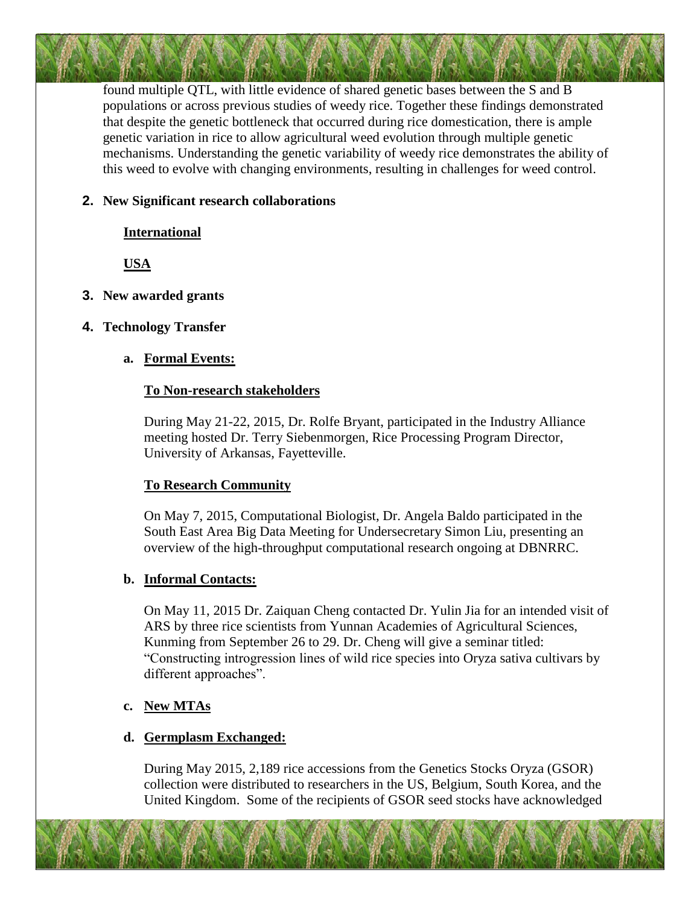found multiple QTL, with little evidence of shared genetic bases between the S and B populations or across previous studies of weedy rice. Together these findings demonstrated that despite the genetic bottleneck that occurred during rice domestication, there is ample genetic variation in rice to allow agricultural weed evolution through multiple genetic mechanisms. Understanding the genetic variability of weedy rice demonstrates the ability of this weed to evolve with changing environments, resulting in challenges for weed control.

**2. New Significant research collaborations**

**International**

**USA**

**3. New awarded grants**

**4. Technology Transfer**

**a. Formal Events:**

**To Non-research stakeholders**

During May 21-22, 2015, Dr. Rolfe Bryant, participated in the Industry Alliance meeting hosted Dr. Terry Siebenmorgen, Rice Processing Program Director, University of Arkansas, Fayetteville.

**To Research Community**

On May 7, 2015, Computational Biologist, Dr. Angela Baldo participated in the South East Area Big Data Meeting for Undersecretary Simon Liu, presenting an overview of the high-throughput computational research ongoing at DBNRRC.

**b. Informal Contacts:**

On May 11, 2015 Dr. Zaiquan Cheng contacted Dr. Yulin Jia for an intended visit of ARS by three rice scientists from Yunnan Academies of Agricultural Sciences, Kunming from September 26 to 29. Dr. Cheng will give a seminar titled: "Constructing introgression lines of wild rice species into Oryza sativa cultivars by different approaches".

**c. New MTAs**

**d. Germplasm Exchanged:**

During May 2015, 2,189 rice accessions from the Genetics Stocks Oryza (GSOR) collection were distributed to researchers in the US, Belgium, South Korea, and the United Kingdom. Some of the recipients of GSOR seed stocks have acknowledged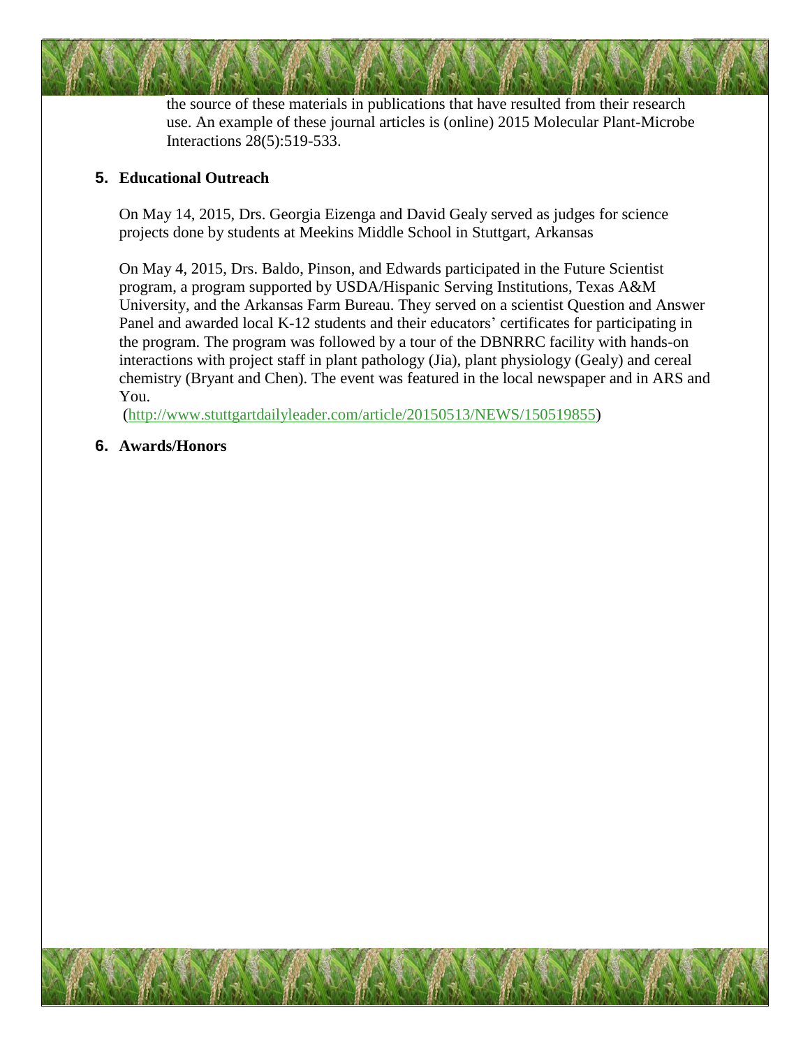the source of these materials in publications that have resulted from their research use. An example of these journal articles is (online) 2015 Molecular Plant-Microbe Interactions 28(5):519-533.

## 5. Educational Outreach

On May 14, 2015, Drs. Georgia Eizenga and David Gealy served as judges for science projects done by students at Meekins Middle School in Stuttgart, Arkansas

On May 4, 2015, Drs. Baldo, Pinson, and Edwards participated in the Future Scientist program, a program supported by USDA/Hispanic Serving Institutions, Texas A&M University, and the Arkansas Farm Bureau. They served on a scientist Question and Answer Panel and awarded local K-12 students and their educators' certificates for participating in the program. The program was followed by a tour of the DBNRRC facility with hands-on interactions with project staff in plant pathology (Jia), plant physiology (Gealy) and cereal chemistry (Bryant and Chen). The event was featured in the local newspaper and in ARS and You.
(http://www.stuttgartdailyleader.com/article/20150513/NEWS/150519855)

## 6. Awards/Honors